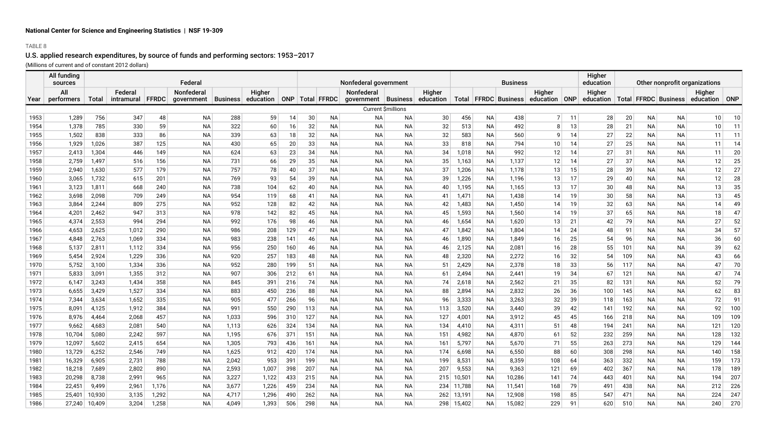National Center for Science and Engineering Statistics | NSF 19-309

TABLE 8

## U.S. applied research expenditures, by source of funds and performing sectors: 1953–2017

(Millions of current and of constant 2012 dollars)

| | All funding sources | Federal | | | | | | | Nonfederal government | | | | | Business | | | | | Higher education | Other nonprofit organizations | | | | |
|---|---|---|---|---|---|---|---|---|---|---|---|---|---|---|---|---|---|---|---|---|---|---|---|---|
| Year | All performers | Total | Federal intramural | FFRDC | Nonfederal government | Business | Higher education | ONP | Total | FFRDC | Nonfederal government | Business | Higher education | Total | FFRDC | Business | Higher education | ONP | Higher education | Total | FFRDC | Business | Higher education | ONP |
| | Current $millions | | | | | | | | | | | | | | | | | | | | | | | |
| 1953 | 1,289 | 756 | 347 | 48 | NA | 288 | 59 | 14 | 30 | NA | NA | NA | 30 | 456 | NA | 438 | 7 | 11 | 28 | 20 | NA | NA | 10 | 10 |
| 1954 | 1,378 | 785 | 330 | 59 | NA | 322 | 60 | 16 | 32 | NA | NA | NA | 32 | 513 | NA | 492 | 8 | 13 | 28 | 21 | NA | NA | 10 | 11 |
| 1955 | 1,502 | 838 | 333 | 86 | NA | 339 | 63 | 18 | 32 | NA | NA | NA | 32 | 583 | NA | 560 | 9 | 14 | 27 | 22 | NA | NA | 11 | 11 |
| 1956 | 1,929 | 1,026 | 387 | 125 | NA | 430 | 65 | 20 | 33 | NA | NA | NA | 33 | 818 | NA | 794 | 10 | 14 | 27 | 25 | NA | NA | 11 | 14 |
| 1957 | 2,413 | 1,304 | 446 | 149 | NA | 624 | 63 | 23 | 34 | NA | NA | NA | 34 | 1,018 | NA | 992 | 12 | 14 | 27 | 31 | NA | NA | 11 | 20 |
| 1958 | 2,759 | 1,497 | 516 | 156 | NA | 731 | 66 | 29 | 35 | NA | NA | NA | 35 | 1,163 | NA | 1,137 | 12 | 14 | 27 | 37 | NA | NA | 12 | 25 |
| 1959 | 2,940 | 1,630 | 577 | 179 | NA | 757 | 78 | 40 | 37 | NA | NA | NA | 37 | 1,206 | NA | 1,178 | 13 | 15 | 28 | 39 | NA | NA | 12 | 27 |
| 1960 | 3,065 | 1,732 | 615 | 201 | NA | 769 | 93 | 54 | 39 | NA | NA | NA | 39 | 1,226 | NA | 1,196 | 13 | 17 | 29 | 40 | NA | NA | 12 | 28 |
| 1961 | 3,123 | 1,811 | 668 | 240 | NA | 738 | 104 | 62 | 40 | NA | NA | NA | 40 | 1,195 | NA | 1,165 | 13 | 17 | 30 | 48 | NA | NA | 13 | 35 |
| 1962 | 3,698 | 2,098 | 709 | 249 | NA | 954 | 119 | 68 | 41 | NA | NA | NA | 41 | 1,471 | NA | 1,438 | 14 | 19 | 30 | 58 | NA | NA | 13 | 45 |
| 1963 | 3,864 | 2,244 | 809 | 275 | NA | 952 | 128 | 82 | 42 | NA | NA | NA | 42 | 1,483 | NA | 1,450 | 14 | 19 | 32 | 63 | NA | NA | 14 | 49 |
| 1964 | 4,201 | 2,462 | 947 | 313 | NA | 978 | 142 | 82 | 45 | NA | NA | NA | 45 | 1,593 | NA | 1,560 | 14 | 19 | 37 | 65 | NA | NA | 18 | 47 |
| 1965 | 4,374 | 2,553 | 994 | 294 | NA | 992 | 176 | 98 | 46 | NA | NA | NA | 46 | 1,654 | NA | 1,620 | 13 | 21 | 42 | 79 | NA | NA | 27 | 52 |
| 1966 | 4,653 | 2,625 | 1,012 | 290 | NA | 986 | 208 | 129 | 47 | NA | NA | NA | 47 | 1,842 | NA | 1,804 | 14 | 24 | 48 | 91 | NA | NA | 34 | 57 |
| 1967 | 4,848 | 2,763 | 1,069 | 334 | NA | 983 | 238 | 141 | 46 | NA | NA | NA | 46 | 1,890 | NA | 1,849 | 16 | 25 | 54 | 96 | NA | NA | 36 | 60 |
| 1968 | 5,137 | 2,811 | 1,112 | 334 | NA | 956 | 250 | 160 | 46 | NA | NA | NA | 46 | 2,125 | NA | 2,081 | 16 | 28 | 55 | 101 | NA | NA | 39 | 62 |
| 1969 | 5,454 | 2,924 | 1,229 | 336 | NA | 920 | 257 | 183 | 48 | NA | NA | NA | 48 | 2,320 | NA | 2,272 | 16 | 32 | 54 | 109 | NA | NA | 43 | 66 |
| 1970 | 5,752 | 3,100 | 1,334 | 336 | NA | 952 | 280 | 199 | 51 | NA | NA | NA | 51 | 2,429 | NA | 2,378 | 18 | 33 | 56 | 117 | NA | NA | 47 | 70 |
| 1971 | 5,833 | 3,091 | 1,355 | 312 | NA | 907 | 306 | 212 | 61 | NA | NA | NA | 61 | 2,494 | NA | 2,441 | 19 | 34 | 67 | 121 | NA | NA | 47 | 74 |
| 1972 | 6,147 | 3,243 | 1,434 | 358 | NA | 845 | 391 | 216 | 74 | NA | NA | NA | 74 | 2,618 | NA | 2,562 | 21 | 35 | 82 | 131 | NA | NA | 52 | 79 |
| 1973 | 6,655 | 3,429 | 1,527 | 334 | NA | 883 | 450 | 236 | 88 | NA | NA | NA | 88 | 2,894 | NA | 2,832 | 26 | 36 | 100 | 145 | NA | NA | 62 | 83 |
| 1974 | 7,344 | 3,634 | 1,652 | 335 | NA | 905 | 477 | 266 | 96 | NA | NA | NA | 96 | 3,333 | NA | 3,263 | 32 | 39 | 118 | 163 | NA | NA | 72 | 91 |
| 1975 | 8,091 | 4,125 | 1,912 | 384 | NA | 991 | 550 | 290 | 113 | NA | NA | NA | 113 | 3,520 | NA | 3,440 | 39 | 42 | 141 | 192 | NA | NA | 92 | 100 |
| 1976 | 8,976 | 4,464 | 2,068 | 457 | NA | 1,033 | 596 | 310 | 127 | NA | NA | NA | 127 | 4,001 | NA | 3,912 | 45 | 45 | 166 | 218 | NA | NA | 109 | 109 |
| 1977 | 9,662 | 4,683 | 2,081 | 540 | NA | 1,113 | 626 | 324 | 134 | NA | NA | NA | 134 | 4,410 | NA | 4,311 | 51 | 48 | 194 | 241 | NA | NA | 121 | 120 |
| 1978 | 10,704 | 5,080 | 2,242 | 597 | NA | 1,195 | 676 | 371 | 151 | NA | NA | NA | 151 | 4,982 | NA | 4,870 | 61 | 52 | 232 | 259 | NA | NA | 128 | 132 |
| 1979 | 12,097 | 5,602 | 2,415 | 654 | NA | 1,305 | 793 | 436 | 161 | NA | NA | NA | 161 | 5,797 | NA | 5,670 | 71 | 55 | 263 | 273 | NA | NA | 129 | 144 |
| 1980 | 13,729 | 6,252 | 2,546 | 749 | NA | 1,625 | 912 | 420 | 174 | NA | NA | NA | 174 | 6,698 | NA | 6,550 | 88 | 60 | 308 | 298 | NA | NA | 140 | 158 |
| 1981 | 16,329 | 6,905 | 2,731 | 788 | NA | 2,042 | 953 | 391 | 199 | NA | NA | NA | 199 | 8,531 | NA | 8,359 | 108 | 64 | 363 | 332 | NA | NA | 159 | 173 |
| 1982 | 18,218 | 7,689 | 2,802 | 890 | NA | 2,593 | 1,007 | 398 | 207 | NA | NA | NA | 207 | 9,553 | NA | 9,363 | 121 | 69 | 402 | 367 | NA | NA | 178 | 189 |
| 1983 | 20,298 | 8,738 | 2,991 | 965 | NA | 3,227 | 1,122 | 433 | 215 | NA | NA | NA | 215 | 10,501 | NA | 10,286 | 141 | 74 | 443 | 401 | NA | NA | 194 | 207 |
| 1984 | 22,451 | 9,499 | 2,961 | 1,176 | NA | 3,677 | 1,226 | 459 | 234 | NA | NA | NA | 234 | 11,788 | NA | 11,541 | 168 | 79 | 491 | 438 | NA | NA | 212 | 226 |
| 1985 | 25,401 | 10,930 | 3,135 | 1,292 | NA | 4,717 | 1,296 | 490 | 262 | NA | NA | NA | 262 | 13,191 | NA | 12,908 | 198 | 85 | 547 | 471 | NA | NA | 224 | 247 |
| 1986 | 27,240 | 10,409 | 3,204 | 1,258 | NA | 4,049 | 1,393 | 506 | 298 | NA | NA | NA | 298 | 15,402 | NA | 15,082 | 229 | 91 | 620 | 510 | NA | NA | 240 | 270 |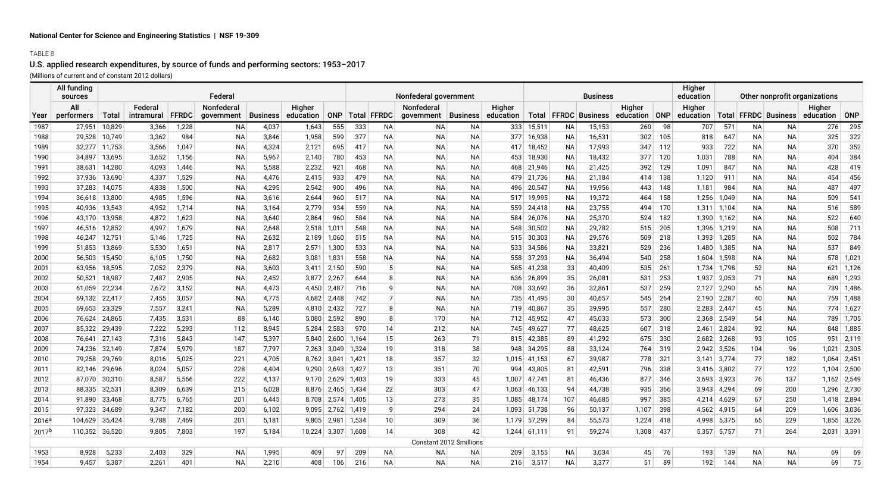National Center for Science and Engineering Statistics | NSF 19-309

TABLE 8

## U.S. applied research expenditures, by source of funds and performing sectors: 1953–2017

(Millions of current and of constant 2012 dollars)

| | All funding sources | Federal | | | | | | | Nonfederal government | | | | | Business | | | | | Higher education | Other nonprofit organizations | | | | |
|---|---|---|---|---|---|---|---|---|---|---|---|---|---|---|---|---|---|---|---|---|---|---|---|---|
| Year | All performers | Total | Federal intramural | FFRDC | Nonfederal government | Business | Higher education | ONP | Total | FFRDC | Nonfederal government | Business | Higher education | Total | FFRDC | Business | Higher education | ONP | Higher education | Total | FFRDC | Business | Higher education | ONP |
| 1987 | 27,951 | 10,829 | 3,366 | 1,228 | NA | 4,037 | 1,643 | 555 | 333 | NA | NA | NA | 333 | 15,511 | NA | 15,153 | 260 | 98 | 707 | 571 | NA | NA | 276 | 295 |
| 1988 | 29,528 | 10,749 | 3,362 | 984 | NA | 3,846 | 1,958 | 599 | 377 | NA | NA | NA | 377 | 16,938 | NA | 16,531 | 302 | 105 | 818 | 647 | NA | NA | 325 | 322 |
| 1989 | 32,277 | 11,753 | 3,566 | 1,047 | NA | 4,324 | 2,121 | 695 | 417 | NA | NA | NA | 417 | 18,452 | NA | 17,993 | 347 | 112 | 933 | 722 | NA | NA | 370 | 352 |
| 1990 | 34,897 | 13,695 | 3,652 | 1,156 | NA | 5,967 | 2,140 | 780 | 453 | NA | NA | NA | 453 | 18,930 | NA | 18,432 | 377 | 120 | 1,031 | 788 | NA | NA | 404 | 384 |
| 1991 | 38,631 | 14,280 | 4,093 | 1,446 | NA | 5,588 | 2,232 | 921 | 468 | NA | NA | NA | 468 | 21,946 | NA | 21,425 | 392 | 129 | 1,091 | 847 | NA | NA | 428 | 419 |
| 1992 | 37,936 | 13,690 | 4,337 | 1,529 | NA | 4,476 | 2,415 | 933 | 479 | NA | NA | NA | 479 | 21,736 | NA | 21,184 | 414 | 138 | 1,120 | 911 | NA | NA | 454 | 456 |
| 1993 | 37,283 | 14,075 | 4,838 | 1,500 | NA | 4,295 | 2,542 | 900 | 496 | NA | NA | NA | 496 | 20,547 | NA | 19,956 | 443 | 148 | 1,181 | 984 | NA | NA | 487 | 497 |
| 1994 | 36,618 | 13,800 | 4,985 | 1,596 | NA | 3,616 | 2,644 | 960 | 517 | NA | NA | NA | 517 | 19,995 | NA | 19,372 | 464 | 158 | 1,256 | 1,049 | NA | NA | 509 | 541 |
| 1995 | 40,936 | 13,543 | 4,952 | 1,714 | NA | 3,164 | 2,779 | 934 | 559 | NA | NA | NA | 559 | 24,418 | NA | 23,755 | 494 | 170 | 1,311 | 1,104 | NA | NA | 516 | 589 |
| 1996 | 43,170 | 13,958 | 4,872 | 1,623 | NA | 3,640 | 2,864 | 960 | 584 | NA | NA | NA | 584 | 26,076 | NA | 25,370 | 524 | 182 | 1,390 | 1,162 | NA | NA | 522 | 640 |
| 1997 | 46,516 | 12,852 | 4,997 | 1,679 | NA | 2,648 | 2,518 | 1,011 | 548 | NA | NA | NA | 548 | 30,502 | NA | 29,782 | 515 | 205 | 1,396 | 1,219 | NA | NA | 508 | 711 |
| 1998 | 46,247 | 12,751 | 5,146 | 1,725 | NA | 2,632 | 2,189 | 1,060 | 515 | NA | NA | NA | 515 | 30,303 | NA | 29,576 | 509 | 218 | 1,393 | 1,285 | NA | NA | 502 | 784 |
| 1999 | 51,853 | 13,869 | 5,530 | 1,651 | NA | 2,817 | 2,571 | 1,300 | 533 | NA | NA | NA | 533 | 34,586 | NA | 33,821 | 529 | 236 | 1,480 | 1,385 | NA | NA | 537 | 849 |
| 2000 | 56,503 | 15,450 | 6,105 | 1,750 | NA | 2,682 | 3,081 | 1,831 | 558 | NA | NA | NA | 558 | 37,293 | NA | 36,494 | 540 | 258 | 1,604 | 1,598 | NA | NA | 578 | 1,021 |
| 2001 | 63,956 | 18,595 | 7,052 | 2,379 | NA | 3,603 | 3,411 | 2,150 | 590 | 5 | NA | NA | 585 | 41,238 | 33 | 40,409 | 535 | 261 | 1,734 | 1,798 | 52 | NA | 621 | 1,126 |
| 2002 | 50,521 | 18,987 | 7,487 | 2,905 | NA | 2,452 | 3,877 | 2,267 | 644 | 8 | NA | NA | 636 | 26,899 | 35 | 26,081 | 531 | 253 | 1,937 | 2,053 | 71 | NA | 689 | 1,293 |
| 2003 | 61,059 | 22,234 | 7,672 | 3,152 | NA | 4,473 | 4,450 | 2,487 | 716 | 9 | NA | NA | 708 | 33,692 | 36 | 32,861 | 537 | 259 | 2,127 | 2,290 | 65 | NA | 739 | 1,486 |
| 2004 | 69,132 | 22,417 | 7,455 | 3,057 | NA | 4,775 | 4,682 | 2,448 | 742 | 7 | NA | NA | 735 | 41,495 | 30 | 40,657 | 545 | 264 | 2,190 | 2,287 | 40 | NA | 759 | 1,488 |
| 2005 | 69,653 | 23,329 | 7,557 | 3,241 | NA | 5,289 | 4,810 | 2,432 | 727 | 8 | NA | NA | 719 | 40,867 | 35 | 39,995 | 557 | 280 | 2,283 | 2,447 | 45 | NA | 774 | 1,627 |
| 2006 | 76,624 | 24,865 | 7,435 | 3,531 | 88 | 6,140 | 5,080 | 2,592 | 890 | 8 | 170 | NA | 712 | 45,952 | 47 | 45,033 | 573 | 300 | 2,368 | 2,549 | 54 | NA | 789 | 1,705 |
| 2007 | 85,322 | 29,439 | 7,222 | 5,293 | 112 | 8,945 | 5,284 | 2,583 | 970 | 14 | 212 | NA | 745 | 49,627 | 77 | 48,625 | 607 | 318 | 2,461 | 2,824 | 92 | NA | 848 | 1,885 |
| 2008 | 76,641 | 27,143 | 7,316 | 5,843 | 147 | 5,397 | 5,840 | 2,600 | 1,164 | 15 | 263 | 71 | 815 | 42,385 | 89 | 41,292 | 675 | 330 | 2,682 | 3,268 | 93 | 105 | 951 | 2,119 |
| 2009 | 74,236 | 32,149 | 7,874 | 5,979 | 187 | 7,797 | 7,263 | 3,049 | 1,324 | 19 | 318 | 38 | 948 | 34,295 | 88 | 33,124 | 764 | 319 | 2,942 | 3,526 | 104 | 96 | 1,021 | 2,305 |
| 2010 | 79,258 | 29,769 | 8,016 | 5,025 | 221 | 4,705 | 8,762 | 3,041 | 1,421 | 18 | 357 | 32 | 1,015 | 41,153 | 67 | 39,987 | 778 | 321 | 3,141 | 3,774 | 77 | 182 | 1,064 | 2,451 |
| 2011 | 82,146 | 29,696 | 8,024 | 5,057 | 228 | 4,404 | 9,290 | 2,693 | 1,427 | 13 | 351 | 70 | 994 | 43,805 | 81 | 42,591 | 796 | 338 | 3,416 | 3,802 | 77 | 122 | 1,104 | 2,500 |
| 2012 | 87,070 | 30,310 | 8,587 | 5,566 | 222 | 4,137 | 9,170 | 2,629 | 1,403 | 19 | 333 | 45 | 1,007 | 47,741 | 81 | 46,436 | 877 | 346 | 3,693 | 3,923 | 76 | 137 | 1,162 | 2,549 |
| 2013 | 88,335 | 32,531 | 8,309 | 6,639 | 215 | 6,028 | 8,876 | 2,465 | 1,434 | 22 | 303 | 47 | 1,063 | 46,133 | 94 | 44,738 | 935 | 366 | 3,943 | 4,294 | 69 | 200 | 1,296 | 2,730 |
| 2014 | 91,890 | 33,468 | 8,775 | 6,765 | 201 | 6,445 | 8,708 | 2,574 | 1,405 | 13 | 273 | 35 | 1,085 | 48,174 | 107 | 46,685 | 997 | 385 | 4,214 | 4,629 | 67 | 250 | 1,418 | 2,894 |
| 2015 | 97,323 | 34,689 | 9,347 | 7,182 | 200 | 6,102 | 9,095 | 2,762 | 1,419 | 9 | 294 | 24 | 1,093 | 51,738 | 96 | 50,137 | 1,107 | 398 | 4,562 | 4,915 | 64 | 209 | 1,606 | 3,036 |
| 2016[a] | 104,629 | 35,424 | 9,788 | 7,469 | 201 | 5,181 | 9,805 | 2,981 | 1,534 | 10 | 309 | 36 | 1,179 | 57,299 | 84 | 55,573 | 1,224 | 418 | 4,998 | 5,375 | 65 | 229 | 1,855 | 3,226 |
| 2017[b] | 110,352 | 36,520 | 9,805 | 7,803 | 197 | 5,184 | 10,224 | 3,307 | 1,608 | 14 | 308 | 42 | 1,244 | 61,111 | 91 | 59,274 | 1,308 | 437 | 5,357 | 5,757 | 71 | 264 | 2,031 | 3,391 |
| | Constant 2012 $millions | | | | | | | | | | | | | | | | | | | | | | | |
| 1953 | 8,928 | 5,233 | 2,403 | 329 | NA | 1,995 | 409 | 97 | 209 | NA | NA | NA | 209 | 3,155 | NA | 3,034 | 45 | 76 | 193 | 139 | NA | NA | 69 | 69 |
| 1954 | 9,457 | 5,387 | 2,261 | 401 | NA | 2,210 | 408 | 106 | 216 | NA | NA | NA | 216 | 3,517 | NA | 3,377 | 51 | 89 | 192 | 144 | NA | NA | 69 | 75 |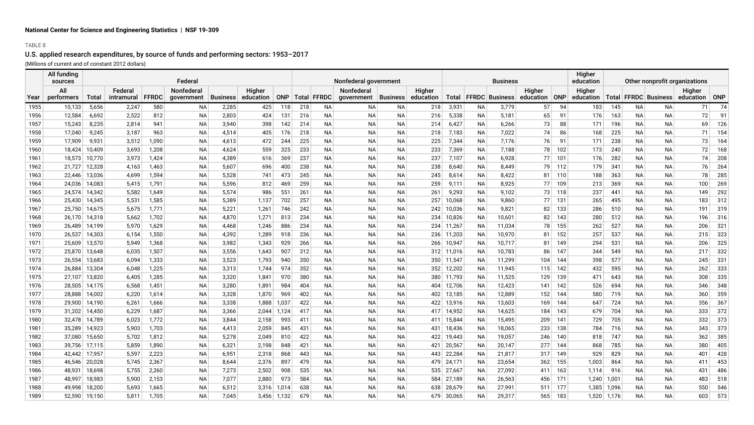National Center for Science and Engineering Statistics | NSF 19-309

TABLE 8

## U.S. applied research expenditures, by source of funds and performing sectors: 1953–2017

(Millions of current and of constant 2012 dollars)

| | All funding sources | Federal | | | | | | | Nonfederal government | | | | | Business | | | | | Higher education | Other nonprofit organizations | | | | |
|---|---|---|---|---|---|---|---|---|---|---|---|---|---|---|---|---|---|---|---|---|---|---|---|---|
| Year | All performers | Total | Federal intramural | FFRDC | Nonfederal government | Business | Higher education | ONP | Total | FFRDC | Nonfederal government | Business | Higher education | Total | FFRDC | Business | Higher education | ONP | Higher education | Total | FFRDC | Business | Higher education | ONP |
| 1955 | 10,133 | 5,656 | 2,247 | 580 | NA | 2,285 | 425 | 118 | 218 | NA | NA | NA | 218 | 3,931 | NA | 3,779 | 57 | 94 | 183 | 145 | NA | NA | 71 | 74 |
| 1956 | 12,584 | 6,692 | 2,522 | 812 | NA | 2,803 | 424 | 131 | 216 | NA | NA | NA | 216 | 5,338 | NA | 5,181 | 65 | 91 | 176 | 163 | NA | NA | 72 | 91 |
| 1957 | 15,243 | 8,235 | 2,814 | 941 | NA | 3,940 | 398 | 142 | 214 | NA | NA | NA | 214 | 6,427 | NA | 6,266 | 73 | 88 | 171 | 196 | NA | NA | 69 | 126 |
| 1958 | 17,040 | 9,245 | 3,187 | 963 | NA | 4,514 | 405 | 176 | 218 | NA | NA | NA | 218 | 7,183 | NA | 7,022 | 74 | 86 | 168 | 225 | NA | NA | 71 | 154 |
| 1959 | 17,909 | 9,931 | 3,512 | 1,090 | NA | 4,613 | 472 | 244 | 225 | NA | NA | NA | 225 | 7,344 | NA | 7,176 | 76 | 91 | 171 | 238 | NA | NA | 73 | 164 |
| 1960 | 18,424 | 10,409 | 3,693 | 1,208 | NA | 4,624 | 559 | 325 | 233 | NA | NA | NA | 233 | 7,369 | NA | 7,188 | 78 | 102 | 173 | 240 | NA | NA | 72 | 168 |
| 1961 | 18,573 | 10,770 | 3,973 | 1,424 | NA | 4,389 | 616 | 369 | 237 | NA | NA | NA | 237 | 7,107 | NA | 6,928 | 77 | 101 | 176 | 282 | NA | NA | 74 | 208 |
| 1962 | 21,727 | 12,328 | 4,163 | 1,463 | NA | 5,607 | 696 | 400 | 238 | NA | NA | NA | 238 | 8,640 | NA | 8,449 | 79 | 112 | 179 | 341 | NA | NA | 76 | 264 |
| 1963 | 22,446 | 13,036 | 4,699 | 1,594 | NA | 5,528 | 741 | 473 | 245 | NA | NA | NA | 245 | 8,614 | NA | 8,422 | 81 | 110 | 188 | 363 | NA | NA | 78 | 285 |
| 1964 | 24,036 | 14,083 | 5,415 | 1,791 | NA | 5,596 | 812 | 469 | 259 | NA | NA | NA | 259 | 9,111 | NA | 8,925 | 77 | 109 | 213 | 369 | NA | NA | 100 | 269 |
| 1965 | 24,574 | 14,342 | 5,582 | 1,649 | NA | 5,574 | 986 | 551 | 261 | NA | NA | NA | 261 | 9,293 | NA | 9,102 | 73 | 118 | 237 | 441 | NA | NA | 149 | 292 |
| 1966 | 25,430 | 14,345 | 5,531 | 1,585 | NA | 5,389 | 1,137 | 702 | 257 | NA | NA | NA | 257 | 10,068 | NA | 9,860 | 77 | 131 | 265 | 495 | NA | NA | 183 | 312 |
| 1967 | 25,750 | 14,675 | 5,675 | 1,771 | NA | 5,221 | 1,261 | 746 | 242 | NA | NA | NA | 242 | 10,036 | NA | 9,821 | 82 | 133 | 286 | 510 | NA | NA | 191 | 319 |
| 1968 | 26,170 | 14,318 | 5,662 | 1,702 | NA | 4,870 | 1,271 | 813 | 234 | NA | NA | NA | 234 | 10,826 | NA | 10,601 | 82 | 143 | 280 | 512 | NA | NA | 196 | 316 |
| 1969 | 26,489 | 14,199 | 5,970 | 1,629 | NA | 4,468 | 1,246 | 886 | 234 | NA | NA | NA | 234 | 11,267 | NA | 11,034 | 78 | 155 | 262 | 527 | NA | NA | 206 | 321 |
| 1970 | 26,537 | 14,303 | 6,154 | 1,550 | NA | 4,392 | 1,289 | 918 | 236 | NA | NA | NA | 236 | 11,203 | NA | 10,970 | 81 | 152 | 257 | 537 | NA | NA | 215 | 323 |
| 1971 | 25,609 | 13,570 | 5,949 | 1,368 | NA | 3,982 | 1,343 | 929 | 266 | NA | NA | NA | 266 | 10,947 | NA | 10,717 | 81 | 149 | 294 | 531 | NA | NA | 206 | 325 |
| 1972 | 25,870 | 13,648 | 6,035 | 1,507 | NA | 3,556 | 1,643 | 907 | 312 | NA | NA | NA | 312 | 11,016 | NA | 10,783 | 86 | 147 | 344 | 549 | NA | NA | 217 | 332 |
| 1973 | 26,554 | 13,683 | 6,094 | 1,333 | NA | 3,523 | 1,793 | 940 | 350 | NA | NA | NA | 350 | 11,547 | NA | 11,299 | 104 | 144 | 398 | 577 | NA | NA | 245 | 331 |
| 1974 | 26,884 | 13,304 | 6,048 | 1,225 | NA | 3,313 | 1,744 | 974 | 352 | NA | NA | NA | 352 | 12,202 | NA | 11,945 | 115 | 142 | 432 | 595 | NA | NA | 262 | 333 |
| 1975 | 27,107 | 13,820 | 6,405 | 1,285 | NA | 3,320 | 1,841 | 970 | 380 | NA | NA | NA | 380 | 11,793 | NA | 11,525 | 129 | 139 | 471 | 643 | NA | NA | 308 | 335 |
| 1976 | 28,505 | 14,175 | 6,568 | 1,451 | NA | 3,280 | 1,891 | 984 | 404 | NA | NA | NA | 404 | 12,706 | NA | 12,423 | 141 | 142 | 526 | 694 | NA | NA | 346 | 348 |
| 1977 | 28,888 | 14,002 | 6,220 | 1,614 | NA | 3,328 | 1,870 | 969 | 402 | NA | NA | NA | 402 | 13,185 | NA | 12,889 | 152 | 144 | 580 | 719 | NA | NA | 360 | 359 |
| 1978 | 29,900 | 14,190 | 6,261 | 1,666 | NA | 3,338 | 1,888 | 1,037 | 422 | NA | NA | NA | 422 | 13,916 | NA | 13,603 | 169 | 144 | 647 | 724 | NA | NA | 356 | 367 |
| 1979 | 31,202 | 14,450 | 6,229 | 1,687 | NA | 3,366 | 2,044 | 1,124 | 417 | NA | NA | NA | 417 | 14,952 | NA | 14,625 | 184 | 143 | 679 | 704 | NA | NA | 333 | 372 |
| 1980 | 32,478 | 14,789 | 6,023 | 1,772 | NA | 3,844 | 2,158 | 993 | 411 | NA | NA | NA | 411 | 15,844 | NA | 15,495 | 209 | 141 | 729 | 705 | NA | NA | 332 | 373 |
| 1981 | 35,289 | 14,923 | 5,903 | 1,703 | NA | 4,413 | 2,059 | 845 | 431 | NA | NA | NA | 431 | 18,436 | NA | 18,065 | 233 | 138 | 784 | 716 | NA | NA | 343 | 373 |
| 1982 | 37,080 | 15,650 | 5,702 | 1,812 | NA | 5,278 | 2,049 | 810 | 422 | NA | NA | NA | 422 | 19,443 | NA | 19,057 | 246 | 140 | 818 | 747 | NA | NA | 362 | 385 |
| 1983 | 39,756 | 17,115 | 5,859 | 1,890 | NA | 6,321 | 2,198 | 848 | 421 | NA | NA | NA | 421 | 20,567 | NA | 20,147 | 277 | 144 | 868 | 785 | NA | NA | 380 | 405 |
| 1984 | 42,442 | 17,957 | 5,597 | 2,223 | NA | 6,951 | 2,318 | 868 | 443 | NA | NA | NA | 443 | 22,284 | NA | 21,817 | 317 | 149 | 929 | 829 | NA | NA | 401 | 428 |
| 1985 | 46,546 | 20,028 | 5,745 | 2,367 | NA | 8,644 | 2,376 | 897 | 479 | NA | NA | NA | 479 | 24,171 | NA | 23,654 | 362 | 155 | 1,003 | 864 | NA | NA | 411 | 453 |
| 1986 | 48,931 | 18,698 | 5,755 | 2,260 | NA | 7,273 | 2,502 | 908 | 535 | NA | NA | NA | 535 | 27,667 | NA | 27,092 | 411 | 163 | 1,114 | 916 | NA | NA | 431 | 486 |
| 1987 | 48,997 | 18,983 | 5,900 | 2,153 | NA | 7,077 | 2,880 | 973 | 584 | NA | NA | NA | 584 | 27,189 | NA | 26,563 | 456 | 171 | 1,240 | 1,001 | NA | NA | 483 | 518 |
| 1988 | 49,998 | 18,200 | 5,693 | 1,665 | NA | 6,512 | 3,316 | 1,014 | 638 | NA | NA | NA | 638 | 28,679 | NA | 27,991 | 511 | 177 | 1,385 | 1,096 | NA | NA | 550 | 546 |
| 1989 | 52,590 | 19,150 | 5,811 | 1,705 | NA | 7,045 | 3,456 | 1,132 | 679 | NA | NA | NA | 679 | 30,065 | NA | 29,317 | 565 | 183 | 1,520 | 1,176 | NA | NA | 603 | 573 |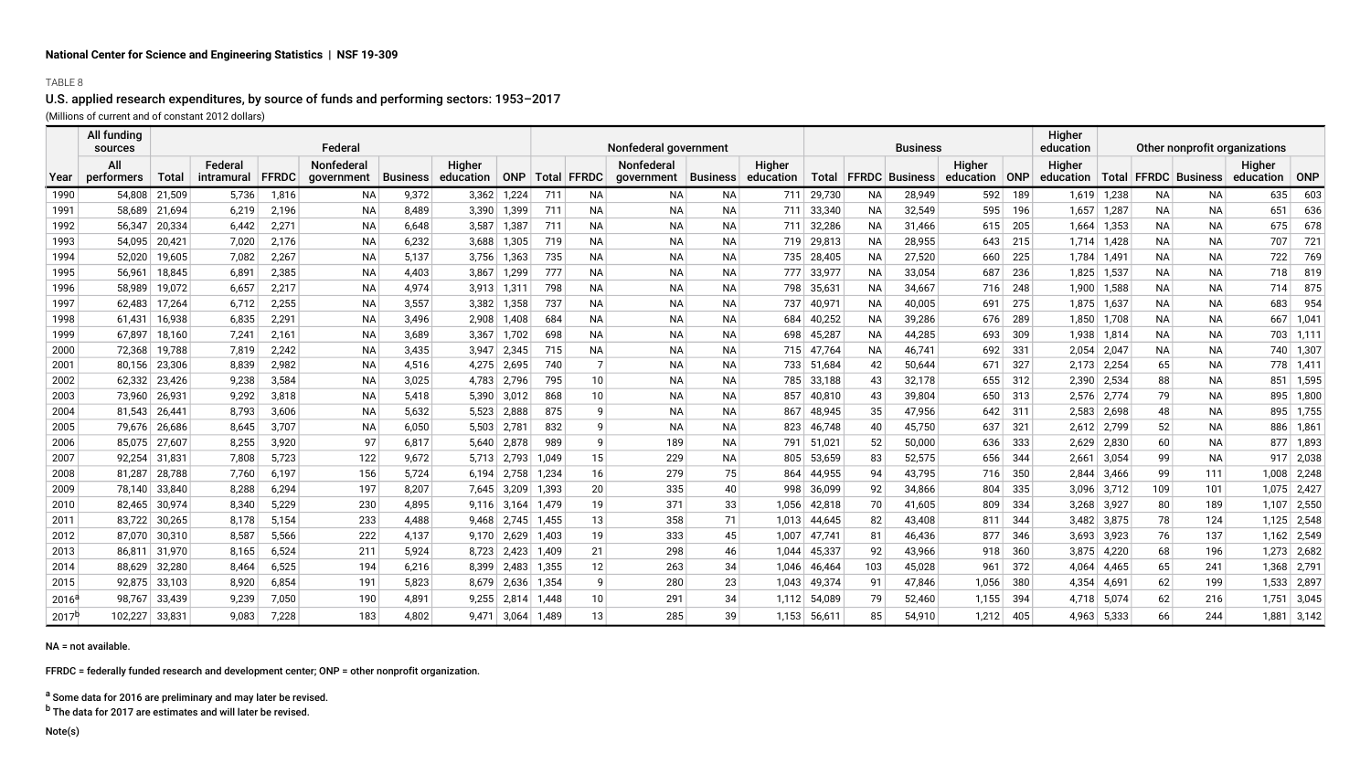National Center for Science and Engineering Statistics | NSF 19-309

TABLE 8

## U.S. applied research expenditures, by source of funds and performing sectors: 1953–2017

(Millions of current and of constant 2012 dollars)

| | All funding sources | Federal | | | | | | | Nonfederal government | | | | | Business | | | | | Higher education | Other nonprofit organizations | | | | |
|---|---|---|---|---|---|---|---|---|---|---|---|---|---|---|---|---|---|---|---|---|---|---|---|---|
| Year | All performers | Total | Federal intramural | FFRDC | Nonfederal government | Business | Higher education | ONP | Total | FFRDC | Nonfederal government | Business | Higher education | Total | FFRDC | Business | Higher education | ONP | Higher education | Total | FFRDC | Business | Higher education | ONP |
| 1990 | 54,808 | 21,509 | 5,736 | 1,816 | NA | 9,372 | 3,362 | 1,224 | 711 | NA | NA | NA | 711 | 29,730 | NA | 28,949 | 592 | 189 | 1,619 | 1,238 | NA | NA | 635 | 603 |
| 1991 | 58,689 | 21,694 | 6,219 | 2,196 | NA | 8,489 | 3,390 | 1,399 | 711 | NA | NA | NA | 711 | 33,340 | NA | 32,549 | 595 | 196 | 1,657 | 1,287 | NA | NA | 651 | 636 |
| 1992 | 56,347 | 20,334 | 6,442 | 2,271 | NA | 6,648 | 3,587 | 1,387 | 711 | NA | NA | NA | 711 | 32,286 | NA | 31,466 | 615 | 205 | 1,664 | 1,353 | NA | NA | 675 | 678 |
| 1993 | 54,095 | 20,421 | 7,020 | 2,176 | NA | 6,232 | 3,688 | 1,305 | 719 | NA | NA | NA | 719 | 29,813 | NA | 28,955 | 643 | 215 | 1,714 | 1,428 | NA | NA | 707 | 721 |
| 1994 | 52,020 | 19,605 | 7,082 | 2,267 | NA | 5,137 | 3,756 | 1,363 | 735 | NA | NA | NA | 735 | 28,405 | NA | 27,520 | 660 | 225 | 1,784 | 1,491 | NA | NA | 722 | 769 |
| 1995 | 56,961 | 18,845 | 6,891 | 2,385 | NA | 4,403 | 3,867 | 1,299 | 777 | NA | NA | NA | 777 | 33,977 | NA | 33,054 | 687 | 236 | 1,825 | 1,537 | NA | NA | 718 | 819 |
| 1996 | 58,989 | 19,072 | 6,657 | 2,217 | NA | 4,974 | 3,913 | 1,311 | 798 | NA | NA | NA | 798 | 35,631 | NA | 34,667 | 716 | 248 | 1,900 | 1,588 | NA | NA | 714 | 875 |
| 1997 | 62,483 | 17,264 | 6,712 | 2,255 | NA | 3,557 | 3,382 | 1,358 | 737 | NA | NA | NA | 737 | 40,971 | NA | 40,005 | 691 | 275 | 1,875 | 1,637 | NA | NA | 683 | 954 |
| 1998 | 61,431 | 16,938 | 6,835 | 2,291 | NA | 3,496 | 2,908 | 1,408 | 684 | NA | NA | NA | 684 | 40,252 | NA | 39,286 | 676 | 289 | 1,850 | 1,708 | NA | NA | 667 | 1,041 |
| 1999 | 67,897 | 18,160 | 7,241 | 2,161 | NA | 3,689 | 3,367 | 1,702 | 698 | NA | NA | NA | 698 | 45,287 | NA | 44,285 | 693 | 309 | 1,938 | 1,814 | NA | NA | 703 | 1,111 |
| 2000 | 72,368 | 19,788 | 7,819 | 2,242 | NA | 3,435 | 3,947 | 2,345 | 715 | NA | NA | NA | 715 | 47,764 | NA | 46,741 | 692 | 331 | 2,054 | 2,047 | NA | NA | 740 | 1,307 |
| 2001 | 80,156 | 23,306 | 8,839 | 2,982 | NA | 4,516 | 4,275 | 2,695 | 740 | 7 | NA | NA | 733 | 51,684 | 42 | 50,644 | 671 | 327 | 2,173 | 2,254 | 65 | NA | 778 | 1,411 |
| 2002 | 62,332 | 23,426 | 9,238 | 3,584 | NA | 3,025 | 4,783 | 2,796 | 795 | 10 | NA | NA | 785 | 33,188 | 43 | 32,178 | 655 | 312 | 2,390 | 2,534 | 88 | NA | 851 | 1,595 |
| 2003 | 73,960 | 26,931 | 9,292 | 3,818 | NA | 5,418 | 5,390 | 3,012 | 868 | 10 | NA | NA | 857 | 40,810 | 43 | 39,804 | 650 | 313 | 2,576 | 2,774 | 79 | NA | 895 | 1,800 |
| 2004 | 81,543 | 26,441 | 8,793 | 3,606 | NA | 5,632 | 5,523 | 2,888 | 875 | 9 | NA | NA | 867 | 48,945 | 35 | 47,956 | 642 | 311 | 2,583 | 2,698 | 48 | NA | 895 | 1,755 |
| 2005 | 79,676 | 26,686 | 8,645 | 3,707 | NA | 6,050 | 5,503 | 2,781 | 832 | 9 | NA | NA | 823 | 46,748 | 40 | 45,750 | 637 | 321 | 2,612 | 2,799 | 52 | NA | 886 | 1,861 |
| 2006 | 85,075 | 27,607 | 8,255 | 3,920 | 97 | 6,817 | 5,640 | 2,878 | 989 | 9 | 189 | NA | 791 | 51,021 | 52 | 50,000 | 636 | 333 | 2,629 | 2,830 | 60 | NA | 877 | 1,893 |
| 2007 | 92,254 | 31,831 | 7,808 | 5,723 | 122 | 9,672 | 5,713 | 2,793 | 1,049 | 15 | 229 | NA | 805 | 53,659 | 83 | 52,575 | 656 | 344 | 2,661 | 3,054 | 99 | NA | 917 | 2,038 |
| 2008 | 81,287 | 28,788 | 7,760 | 6,197 | 156 | 5,724 | 6,194 | 2,758 | 1,234 | 16 | 279 | 75 | 864 | 44,955 | 94 | 43,795 | 716 | 350 | 2,844 | 3,466 | 99 | 111 | 1,008 | 2,248 |
| 2009 | 78,140 | 33,840 | 8,288 | 6,294 | 197 | 8,207 | 7,645 | 3,209 | 1,393 | 20 | 335 | 40 | 998 | 36,099 | 92 | 34,866 | 804 | 335 | 3,096 | 3,712 | 109 | 101 | 1,075 | 2,427 |
| 2010 | 82,465 | 30,974 | 8,340 | 5,229 | 230 | 4,895 | 9,116 | 3,164 | 1,479 | 19 | 371 | 33 | 1,056 | 42,818 | 70 | 41,605 | 809 | 334 | 3,268 | 3,927 | 80 | 189 | 1,107 | 2,550 |
| 2011 | 83,722 | 30,265 | 8,178 | 5,154 | 233 | 4,488 | 9,468 | 2,745 | 1,455 | 13 | 358 | 71 | 1,013 | 44,645 | 82 | 43,408 | 811 | 344 | 3,482 | 3,875 | 78 | 124 | 1,125 | 2,548 |
| 2012 | 87,070 | 30,310 | 8,587 | 5,566 | 222 | 4,137 | 9,170 | 2,629 | 1,403 | 19 | 333 | 45 | 1,007 | 47,741 | 81 | 46,436 | 877 | 346 | 3,693 | 3,923 | 76 | 137 | 1,162 | 2,549 |
| 2013 | 86,811 | 31,970 | 8,165 | 6,524 | 211 | 5,924 | 8,723 | 2,423 | 1,409 | 21 | 298 | 46 | 1,044 | 45,337 | 92 | 43,966 | 918 | 360 | 3,875 | 4,220 | 68 | 196 | 1,273 | 2,682 |
| 2014 | 88,629 | 32,280 | 8,464 | 6,525 | 194 | 6,216 | 8,399 | 2,483 | 1,355 | 12 | 263 | 34 | 1,046 | 46,464 | 103 | 45,029 | 961 | 372 | 4,064 | 4,465 | 65 | 241 | 1,368 | 2,791 |
| 2015 | 92,875 | 33,103 | 8,920 | 6,854 | 191 | 5,823 | 8,679 | 2,636 | 1,354 | 9 | 280 | 23 | 1,043 | 49,374 | 91 | 47,846 | 1,056 | 380 | 4,354 | 4,691 | 62 | 199 | 1,533 | 2,897 |
| 2016[a] | 98,767 | 33,439 | 9,239 | 7,050 | 190 | 4,891 | 9,255 | 2,814 | 1,448 | 10 | 291 | 34 | 1,112 | 54,089 | 79 | 52,460 | 1,155 | 394 | 4,718 | 5,074 | 62 | 216 | 1,751 | 3,045 |
| 2017[b] | 102,227 | 33,831 | 9,083 | 7,228 | 183 | 4,802 | 9,471 | 3,064 | 1,489 | 13 | 285 | 39 | 1,153 | 56,611 | 85 | 54,910 | 1,212 | 405 | 4,963 | 5,333 | 66 | 244 | 1,881 | 3,142 |

NA = not available.

FFRDC = federally funded research and development center; ONP = other nonprofit organization.

[a] Some data for 2016 are preliminary and may later be revised.

[b] The data for 2017 are estimates and will later be revised.

Note(s)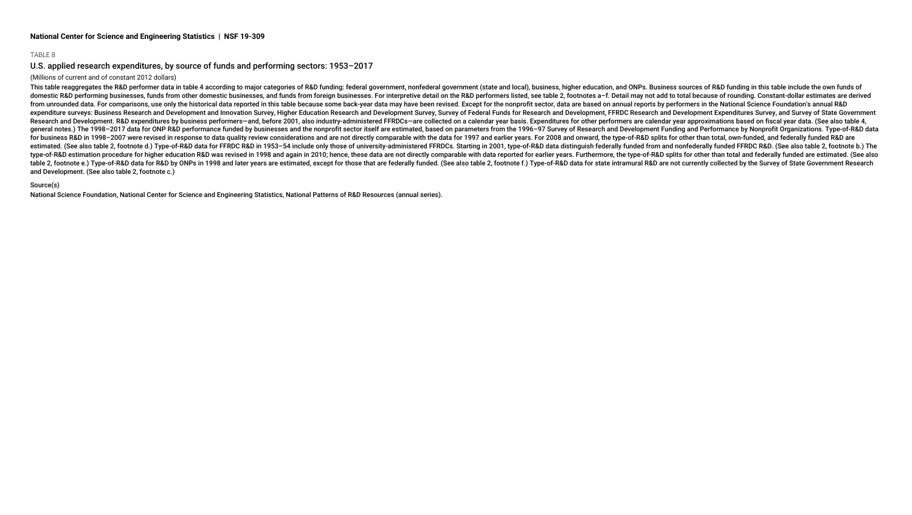**National Center for Science and Engineering Statistics | NSF 19-309**

TABLE 8

## U.S. applied research expenditures, by source of funds and performing sectors: 1953–2017

(Millions of current and of constant 2012 dollars)

This table reaggregates the R&D performer data in table 4 according to major categories of R&D funding: federal government, nonfederal government (state and local), business, higher education, and ONPs. Business sources of R&D funding in this table include the own funds of domestic R&D performing businesses, funds from other domestic businesses, and funds from foreign businesses. For interpretive detail on the R&D performers listed, see table 2, footnotes a–f. Detail may not add to total because of rounding. Constant-dollar estimates are derived from unrounded data. For comparisons, use only the historical data reported in this table because some back-year data may have been revised. Except for the nonprofit sector, data are based on annual reports by performers in the National Science Foundation's annual R&D expenditure surveys: Business Research and Development and Innovation Survey, Higher Education Research and Development Survey, Survey of Federal Funds for Research and Development, FFRDC Research and Development Expenditures Survey, and Survey of State Government Research and Development. R&D expenditures by business performers—and, before 2001, also industry-administered FFRDCs—are collected on a calendar year basis. Expenditures for other performers are calendar year approximations based on fiscal year data. (See also table 4, general notes.) The 1998–2017 data for ONP R&D performance funded by businesses and the nonprofit sector itself are estimated, based on parameters from the 1996–97 Survey of Research and Development Funding and Performance by Nonprofit Organizations. Type-of-R&D data for business R&D in 1998–2007 were revised in response to data quality review considerations and are not directly comparable with the data for 1997 and earlier years. For 2008 and onward, the type-of-R&D splits for other than total, own-funded, and federally funded R&D are estimated. (See also table 2, footnote d.) Type-of-R&D data for FFRDC R&D in 1953–54 include only those of university-administered FFRDCs. Starting in 2001, type-of-R&D data distinguish federally funded from and nonfederally funded FFRDC R&D. (See also table 2, footnote b.) The type-of-R&D estimation procedure for higher education R&D was revised in 1998 and again in 2010; hence, these data are not directly comparable with data reported for earlier years. Furthermore, the type-of-R&D splits for other than total and federally funded are estimated. (See also table 2, footnote e.) Type-of-R&D data for R&D by ONPs in 1998 and later years are estimated, except for those that are federally funded. (See also table 2, footnote f.) Type-of-R&D data for state intramural R&D are not currently collected by the Survey of State Government Research and Development. (See also table 2, footnote c.)

Source(s)

National Science Foundation, National Center for Science and Engineering Statistics, National Patterns of R&D Resources (annual series).